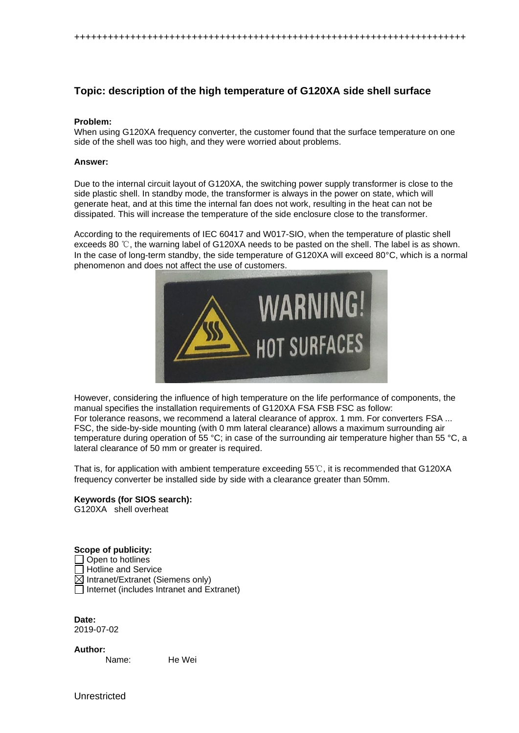++++++++++++++++++++++++++++++++++++++++++++++++++++++++++++++++++++++++

## Topic: description of the high temperature of G120XA side shell surface

**Problem:**

When using G120XA frequency converter, the customer found that the surface temperature on one side of the shell was too high, and they were worried about problems.

**Answer:**

Due to the internal circuit layout of G120XA, the switching power supply transformer is close to the side plastic shell. In standby mode, the transformer is always in the power on state, which will generate heat, and at this time the internal fan does not work, resulting in the heat can not be dissipated. This will increase the temperature of the side enclosure close to the transformer.

According to the requirements of IEC 60417 and W017-SIO, when the temperature of plastic shell exceeds 80 ℃, the warning label of G120XA needs to be pasted on the shell. The label is as shown. In the case of long-term standby, the side temperature of G120XA will exceed 80°C, which is a normal phenomenon and does not affect the use of customers.

However, considering the influence of high temperature on the life performance of components, the manual specifies the installation requirements of G120XA FSA FSB FSC as follow:
For tolerance reasons, we recommend a lateral clearance of approx. 1 mm. For converters FSA ... FSC, the side-by-side mounting (with 0 mm lateral clearance) allows a maximum surrounding air temperature during operation of 55 °C; in case of the surrounding air temperature higher than 55 °C, a lateral clearance of 50 mm or greater is required.

That is, for application with ambient temperature exceeding 55℃, it is recommended that G120XA frequency converter be installed side by side with a clearance greater than 50mm.

**Keywords (for SIOS search):**
G120XA shell overheat

**Scope of publicity:**

- ☐ Open to hotlines
- ☐ Hotline and Service
- ☒ Intranet/Extranet (Siemens only)
- ☐ Internet (includes Intranet and Extranet)

**Date:**
2019-07-02

**Author:**
Name: He Wei

Unrestricted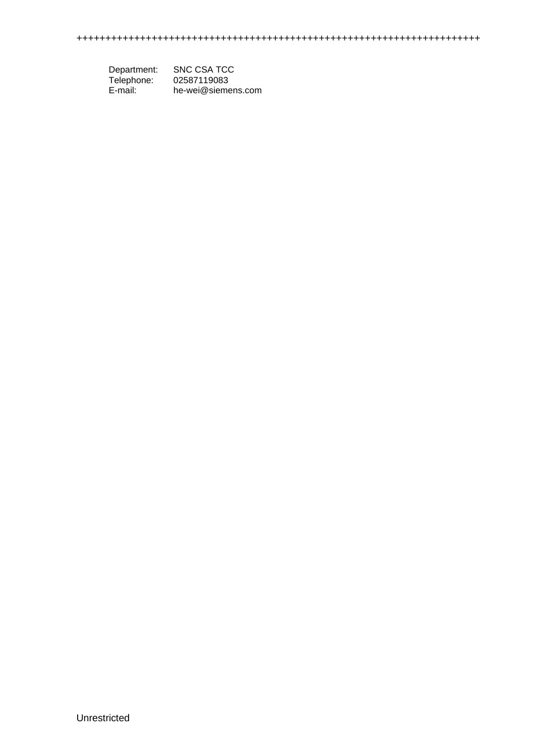++++++++++++++++++++++++++++++++++++++++++++++++++++++++++++++++++++++++

| | |
|---|---|
| Department: | SNC CSA TCC |
| Telephone: | 02587119083 |
| E-mail: | he-wei@siemens.com |

Unrestricted